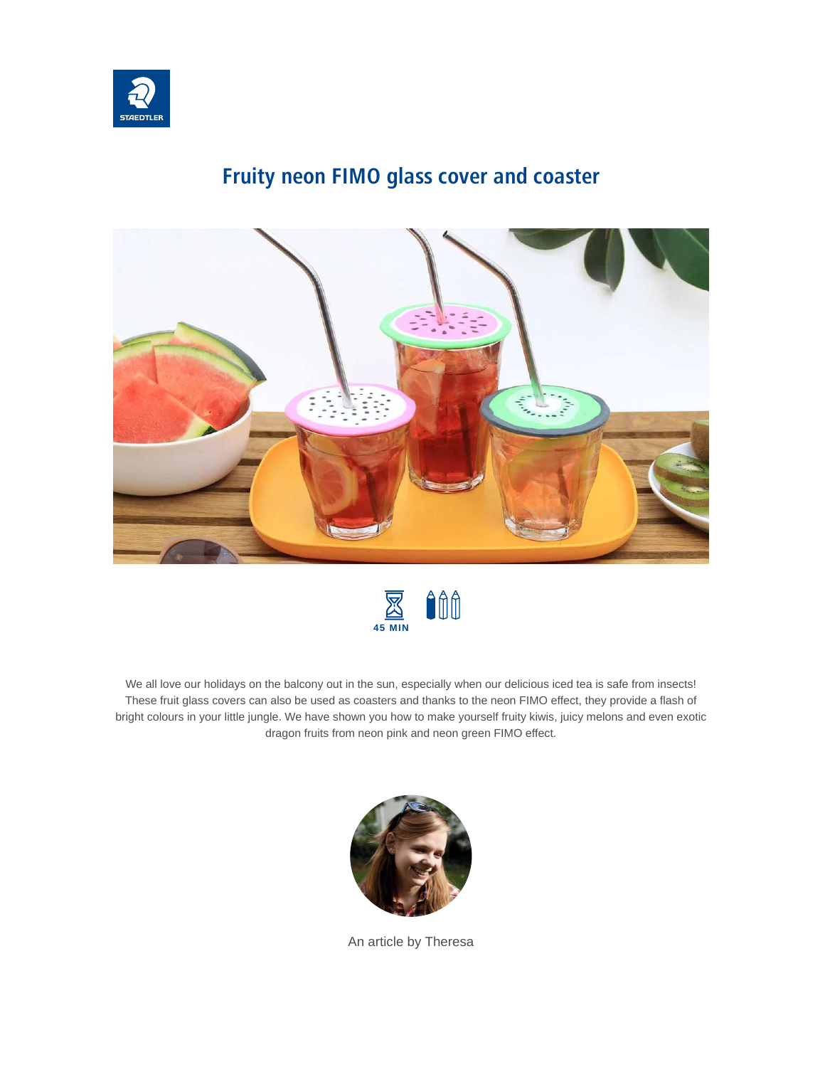# Fruity neon FIMO glass cover and coaster

45 MIN

We all love our holidays on the balcony out in the sun, especially when our delicious iced tea is safe from insects! These fruit glass covers can also be used as coasters and thanks to the neon FIMO effect, they provide a flash of bright colours in your little jungle. We have shown you how to make yourself fruity kiwis, juicy melons and even exotic dragon fruits from neon pink and neon green FIMO effect.

An article by Theresa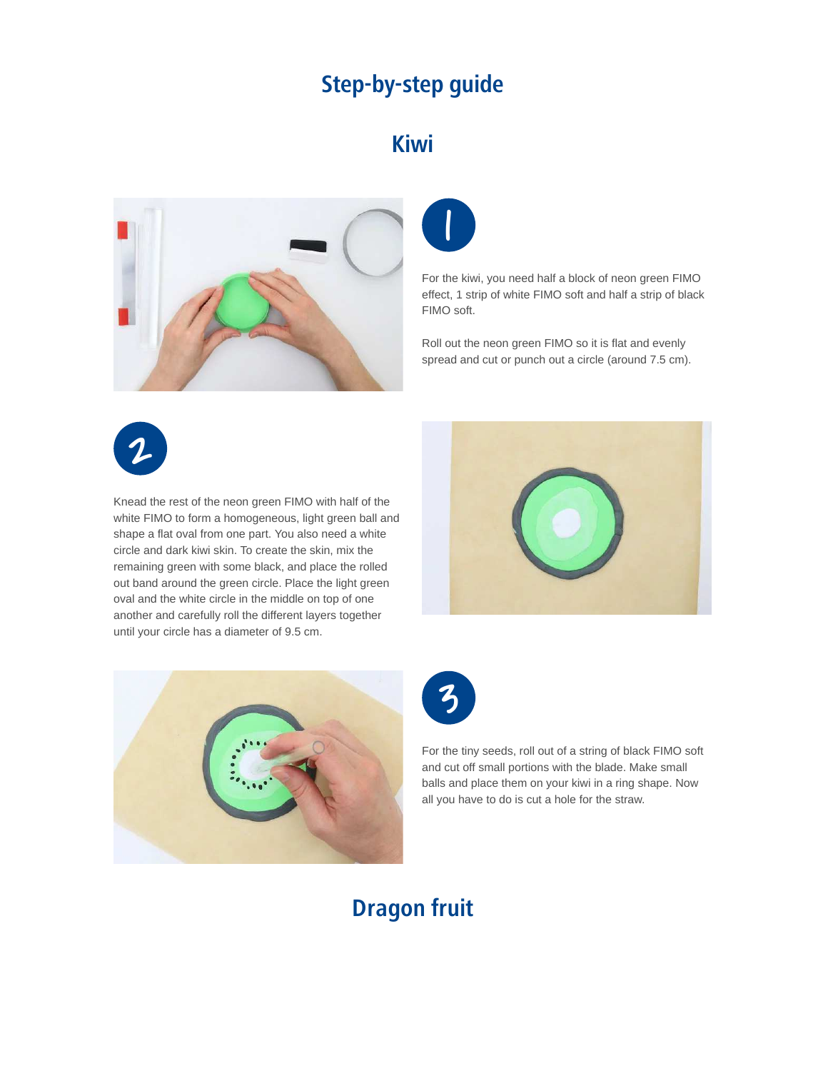# Step-by-step guide

## Kiwi

1

For the kiwi, you need half a block of neon green FIMO effect, 1 strip of white FIMO soft and half a strip of black FIMO soft.

Roll out the neon green FIMO so it is flat and evenly spread and cut or punch out a circle (around 7.5 cm).

2

Knead the rest of the neon green FIMO with half of the white FIMO to form a homogeneous, light green ball and shape a flat oval from one part. You also need a white circle and dark kiwi skin. To create the skin, mix the remaining green with some black, and place the rolled out band around the green circle. Place the light green oval and the white circle in the middle on top of one another and carefully roll the different layers together until your circle has a diameter of 9.5 cm.

3

For the tiny seeds, roll out of a string of black FIMO soft and cut off small portions with the blade. Make small balls and place them on your kiwi in a ring shape. Now all you have to do is cut a hole for the straw.

## Dragon fruit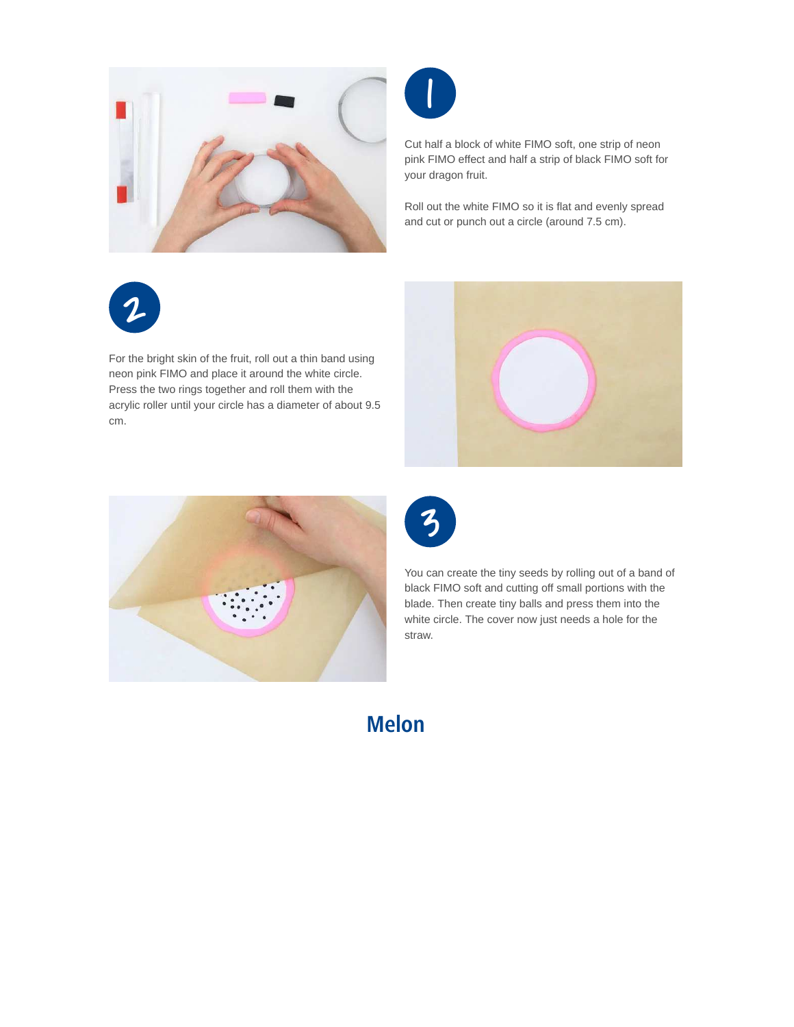1

Cut half a block of white FIMO soft, one strip of neon pink FIMO effect and half a strip of black FIMO soft for your dragon fruit.

Roll out the white FIMO so it is flat and evenly spread and cut or punch out a circle (around 7.5 cm).

2

For the bright skin of the fruit, roll out a thin band using neon pink FIMO and place it around the white circle. Press the two rings together and roll them with the acrylic roller until your circle has a diameter of about 9.5 cm.

3

You can create the tiny seeds by rolling out of a band of black FIMO soft and cutting off small portions with the blade. Then create tiny balls and press them into the white circle. The cover now just needs a hole for the straw.

## Melon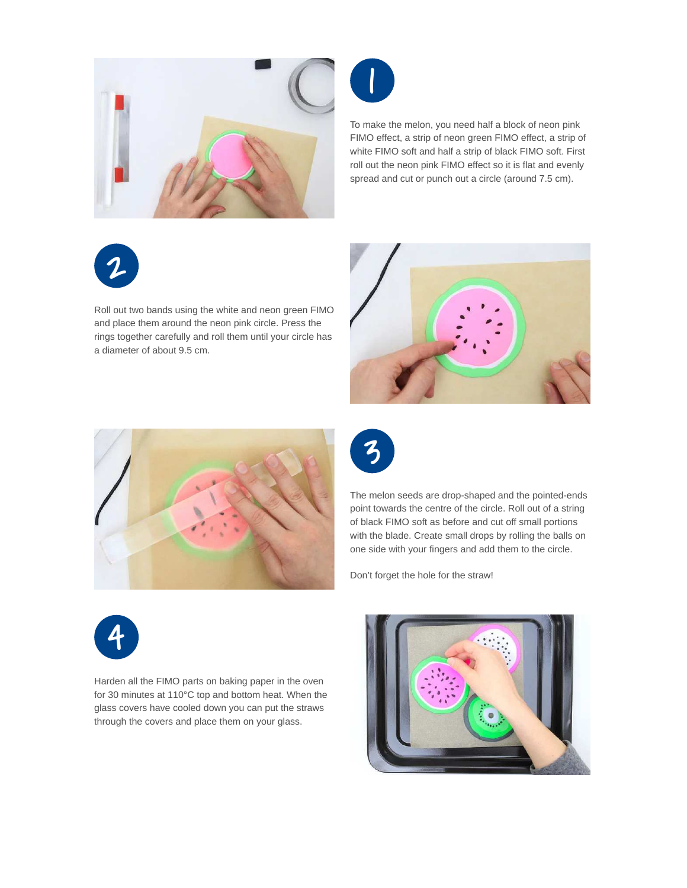1

To make the melon, you need half a block of neon pink FIMO effect, a strip of neon green FIMO effect, a strip of white FIMO soft and half a strip of black FIMO soft. First roll out the neon pink FIMO effect so it is flat and evenly spread and cut or punch out a circle (around 7.5 cm).

2

Roll out two bands using the white and neon green FIMO and place them around the neon pink circle. Press the rings together carefully and roll them until your circle has a diameter of about 9.5 cm.

3

The melon seeds are drop-shaped and the pointed-ends point towards the centre of the circle. Roll out of a string of black FIMO soft as before and cut off small portions with the blade. Create small drops by rolling the balls on one side with your fingers and add them to the circle.

Don't forget the hole for the straw!

4

Harden all the FIMO parts on baking paper in the oven for 30 minutes at 110°C top and bottom heat. When the glass covers have cooled down you can put the straws through the covers and place them on your glass.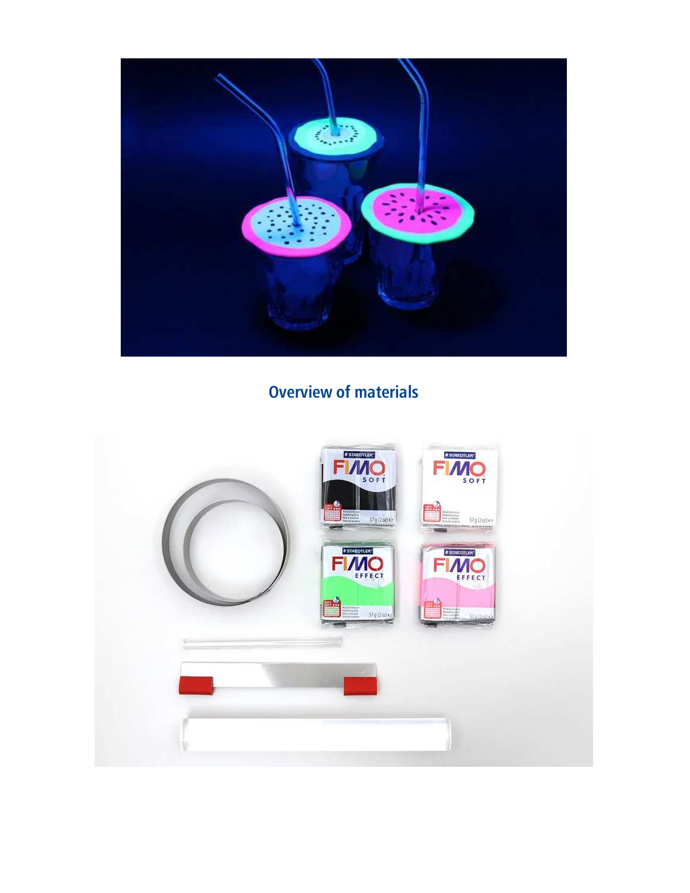## Overview of materials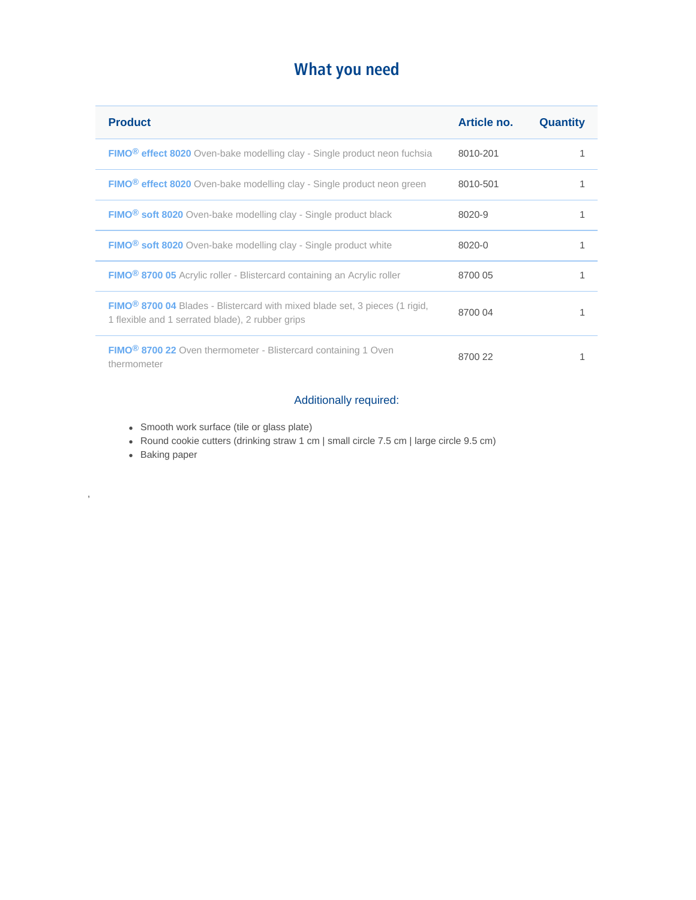## What you need

| Product | Article no. | Quantity |
| --- | --- | --- |
| **FIMO® effect 8020** Oven-bake modelling clay - Single product neon fuchsia | 8010-201 | 1 |
| **FIMO® effect 8020** Oven-bake modelling clay - Single product neon green | 8010-501 | 1 |
| **FIMO® soft 8020** Oven-bake modelling clay - Single product black | 8020-9 | 1 |
| **FIMO® soft 8020** Oven-bake modelling clay - Single product white | 8020-0 | 1 |
| **FIMO® 8700 05** Acrylic roller - Blistercard containing an Acrylic roller | 8700 05 | 1 |
| **FIMO® 8700 04** Blades - Blistercard with mixed blade set, 3 pieces (1 rigid, 1 flexible and 1 serrated blade), 2 rubber grips | 8700 04 | 1 |
| **FIMO® 8700 22** Oven thermometer - Blistercard containing 1 Oven thermometer | 8700 22 | 1 |

### Additionally required:

- Smooth work surface (tile or glass plate)
- Round cookie cutters (drinking straw 1 cm | small circle 7.5 cm | large circle 9.5 cm)
- Baking paper

,